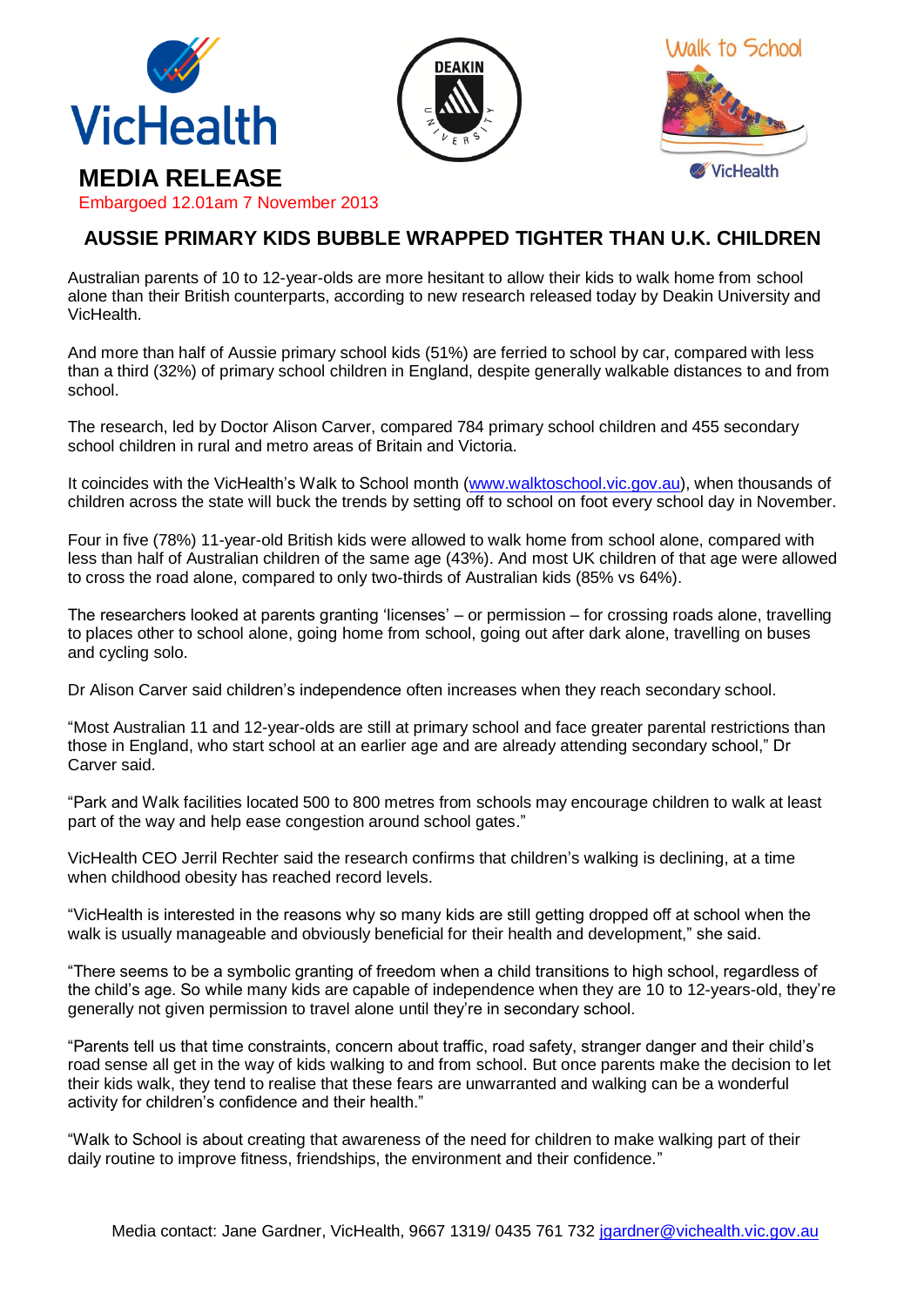**MEDIA RELEASE**

Embargoed 12.01am 7 November 2013

# AUSSIE PRIMARY KIDS BUBBLE WRAPPED TIGHTER THAN U.K. CHILDREN

Australian parents of 10 to 12-year-olds are more hesitant to allow their kids to walk home from school alone than their British counterparts, according to new research released today by Deakin University and VicHealth.

And more than half of Aussie primary school kids (51%) are ferried to school by car, compared with less than a third (32%) of primary school children in England, despite generally walkable distances to and from school.

The research, led by Doctor Alison Carver, compared 784 primary school children and 455 secondary school children in rural and metro areas of Britain and Victoria.

It coincides with the VicHealth's Walk to School month (www.walktoschool.vic.gov.au), when thousands of children across the state will buck the trends by setting off to school on foot every school day in November.

Four in five (78%) 11-year-old British kids were allowed to walk home from school alone, compared with less than half of Australian children of the same age (43%). And most UK children of that age were allowed to cross the road alone, compared to only two-thirds of Australian kids (85% vs 64%).

The researchers looked at parents granting 'licenses' – or permission – for crossing roads alone, travelling to places other to school alone, going home from school, going out after dark alone, travelling on buses and cycling solo.

Dr Alison Carver said children's independence often increases when they reach secondary school.

"Most Australian 11 and 12-year-olds are still at primary school and face greater parental restrictions than those in England, who start school at an earlier age and are already attending secondary school," Dr Carver said.

"Park and Walk facilities located 500 to 800 metres from schools may encourage children to walk at least part of the way and help ease congestion around school gates."

VicHealth CEO Jerril Rechter said the research confirms that children's walking is declining, at a time when childhood obesity has reached record levels.

"VicHealth is interested in the reasons why so many kids are still getting dropped off at school when the walk is usually manageable and obviously beneficial for their health and development," she said.

"There seems to be a symbolic granting of freedom when a child transitions to high school, regardless of the child's age. So while many kids are capable of independence when they are 10 to 12-years-old, they're generally not given permission to travel alone until they're in secondary school.

"Parents tell us that time constraints, concern about traffic, road safety, stranger danger and their child's road sense all get in the way of kids walking to and from school. But once parents make the decision to let their kids walk, they tend to realise that these fears are unwarranted and walking can be a wonderful activity for children's confidence and their health."

"Walk to School is about creating that awareness of the need for children to make walking part of their daily routine to improve fitness, friendships, the environment and their confidence."

Media contact: Jane Gardner, VicHealth, 9667 1319/ 0435 761 732 jgardner@vichealth.vic.gov.au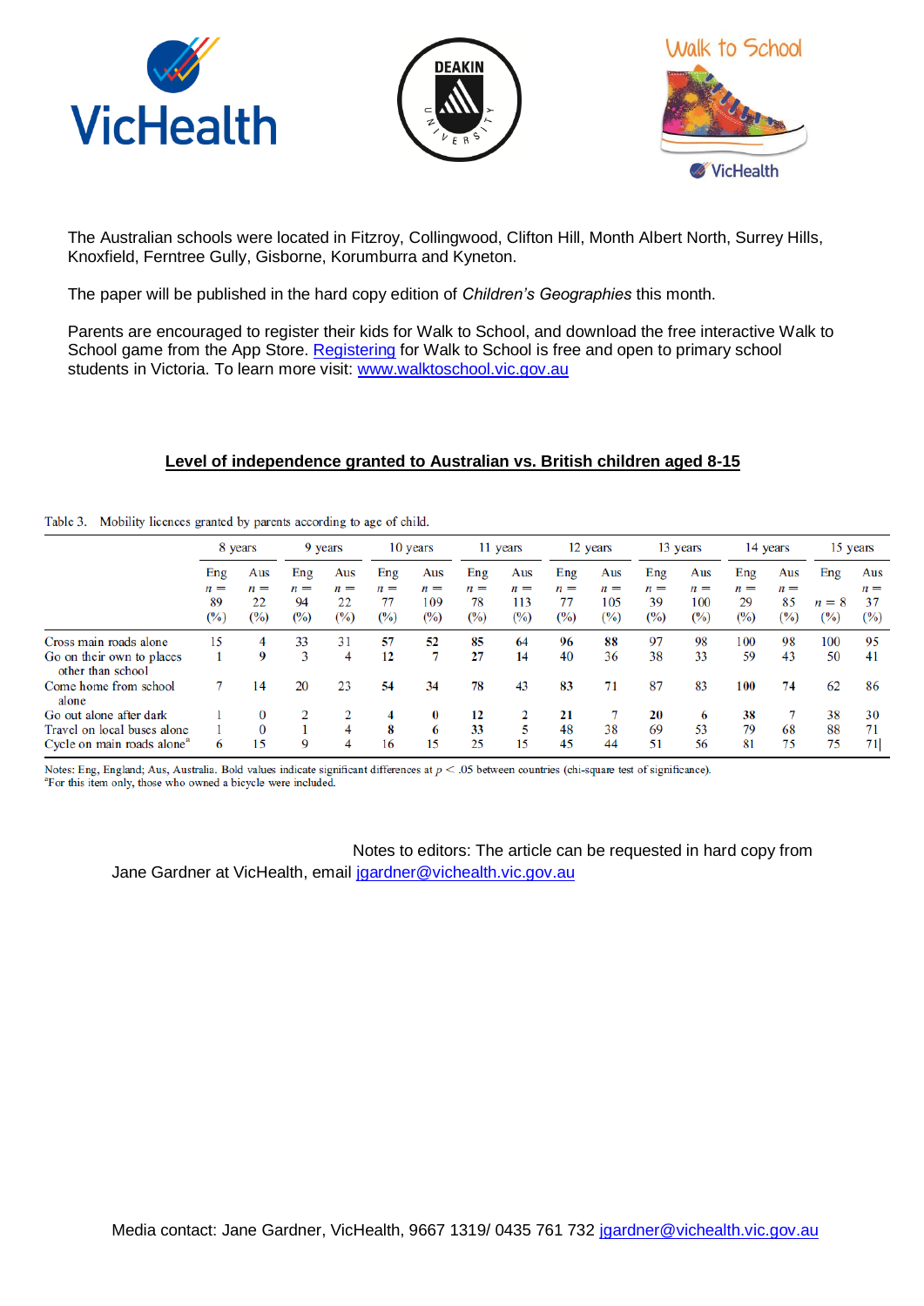The Australian schools were located in Fitzroy, Collingwood, Clifton Hill, Month Albert North, Surrey Hills, Knoxfield, Ferntree Gully, Gisborne, Korumburra and Kyneton.

The paper will be published in the hard copy edition of *Children's Geographies* this month.

Parents are encouraged to register their kids for Walk to School, and download the free interactive Walk to School game from the App Store. Registering for Walk to School is free and open to primary school students in Victoria. To learn more visit: www.walktoschool.vic.gov.au

## Level of independence granted to Australian vs. British children aged 8-15

Table 3. Mobility licences granted by parents according to age of child.

| | 8 years | | 9 years | | 10 years | | 11 years | | 12 years | | 13 years | | 14 years | | 15 years | |
|---|---|---|---|---|---|---|---|---|---|---|---|---|---|---|---|---|
| | Eng $n =$ 89 (%) | Aus $n =$ 22 (%) | Eng $n =$ 94 (%) | Aus $n =$ 22 (%) | Eng $n =$ 77 (%) | Aus $n =$ 109 (%) | Eng $n =$ 78 (%) | Aus $n =$ 113 (%) | Eng $n =$ 77 (%) | Aus $n =$ 105 (%) | Eng $n =$ 39 (%) | Aus $n =$ 100 (%) | Eng $n =$ 29 (%) | Aus $n =$ 85 (%) | Eng $n = 8$ (%) | Aus $n =$ 37 (%) |
| Cross main roads alone | 15 | 4 | 33 | 31 | **57** | **52** | **85** | **64** | **96** | **88** | 97 | 98 | 100 | 98 | 100 | 95 |
| Go on their own to places other than school | 1 | **9** | 3 | 4 | **12** | **7** | **27** | **14** | 40 | 36 | 38 | 33 | 59 | 43 | 50 | 41 |
| Come home from school alone | 7 | 14 | 20 | 23 | **54** | **34** | **78** | **43** | **83** | **71** | 87 | 83 | **100** | **74** | 62 | 86 |
| Go out alone after dark | 1 | 0 | 2 | 2 | **4** | **0** | **12** | **2** | **21** | **7** | **20** | **6** | **38** | **7** | 38 | 30 |
| Travel on local buses alone | 1 | 0 | 1 | 4 | **8** | **6** | **33** | **5** | 48 | 38 | 69 | 53 | 79 | 68 | 88 | 71 |
| Cycle on main roads alone[a] | 6 | 15 | 9 | 4 | 16 | 15 | 25 | 15 | 45 | 44 | 51 | 56 | 81 | 75 | 75 | 71 |

Notes: Eng, England; Aus, Australia. Bold values indicate significant differences at $p < .05$ between countries (chi-square test of significance).
[a]For this item only, those who owned a bicycle were included.

Notes to editors: The article can be requested in hard copy from Jane Gardner at VicHealth, email jgardner@vichealth.vic.gov.au

Media contact: Jane Gardner, VicHealth, 9667 1319/ 0435 761 732 jgardner@vichealth.vic.gov.au